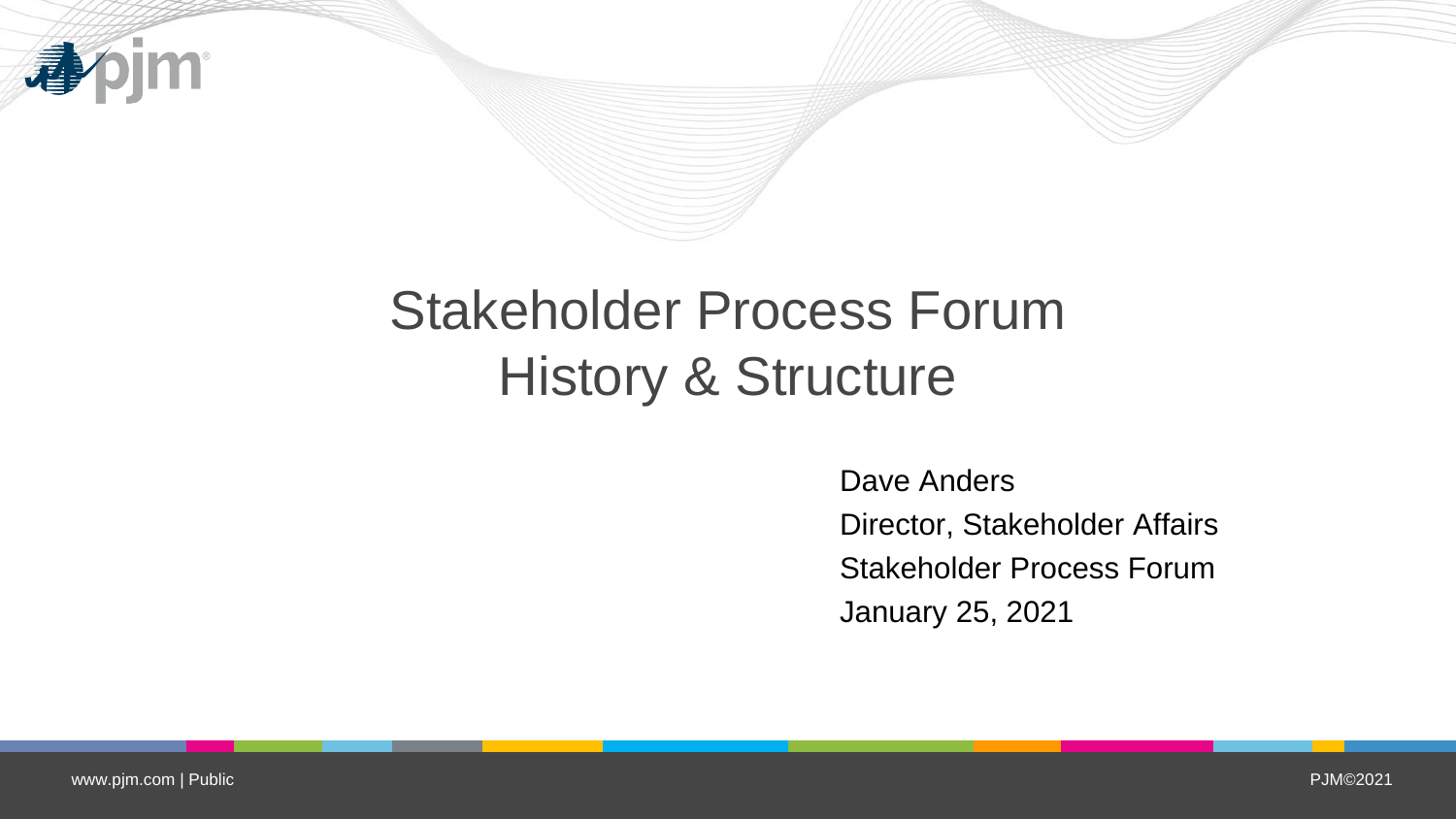# Stakeholder Process Forum History & Structure

Dave Anders

Director, Stakeholder Affairs

Stakeholder Process Forum

January 25, 2021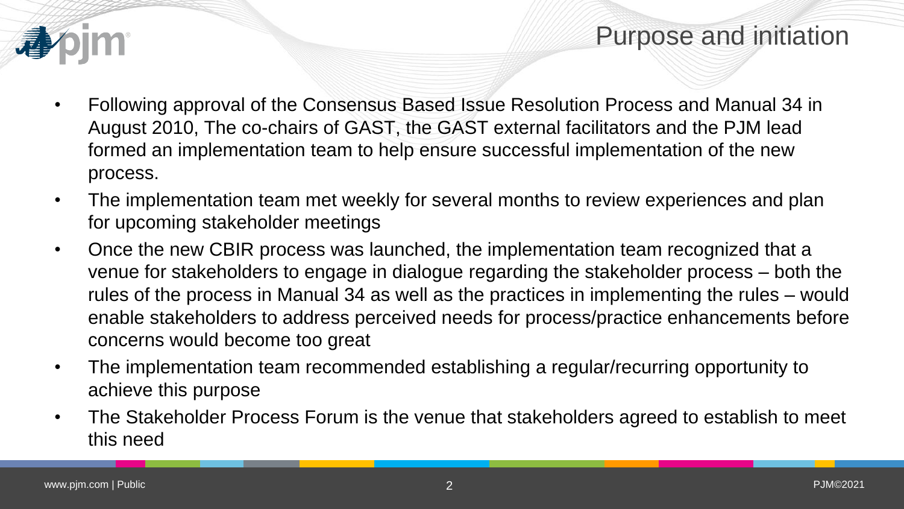# Purpose and initiation

- Following approval of the Consensus Based Issue Resolution Process and Manual 34 in August 2010, The co-chairs of GAST, the GAST external facilitators and the PJM lead formed an implementation team to help ensure successful implementation of the new process.
- The implementation team met weekly for several months to review experiences and plan for upcoming stakeholder meetings
- Once the new CBIR process was launched, the implementation team recognized that a venue for stakeholders to engage in dialogue regarding the stakeholder process – both the rules of the process in Manual 34 as well as the practices in implementing the rules – would enable stakeholders to address perceived needs for process/practice enhancements before concerns would become too great
- The implementation team recommended establishing a regular/recurring opportunity to achieve this purpose
- The Stakeholder Process Forum is the venue that stakeholders agreed to establish to meet this need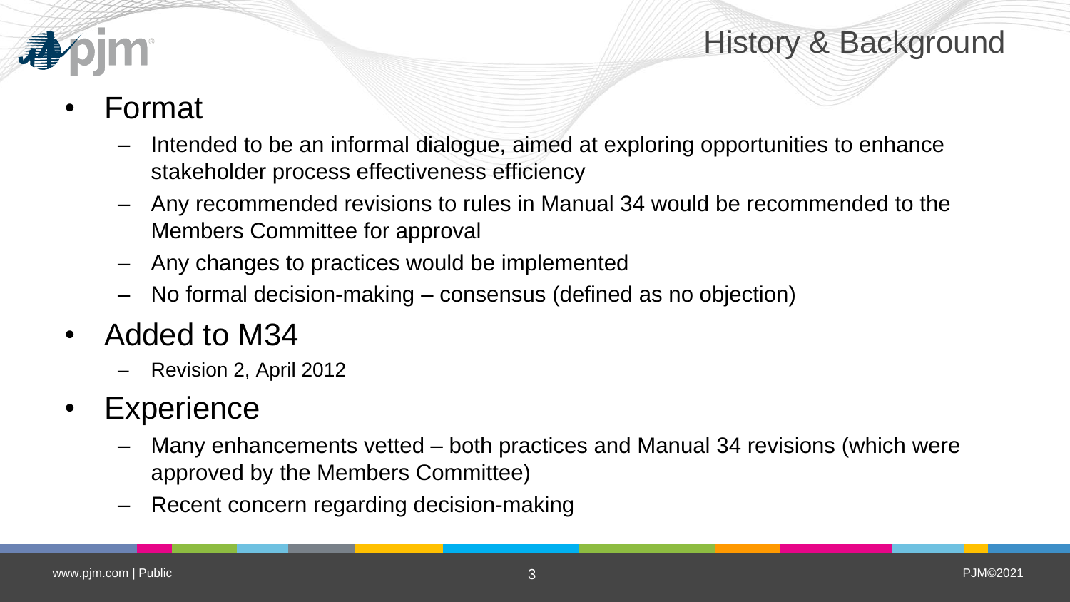# History & Background

- Format
  - Intended to be an informal dialogue, aimed at exploring opportunities to enhance stakeholder process effectiveness efficiency
  - Any recommended revisions to rules in Manual 34 would be recommended to the Members Committee for approval
  - Any changes to practices would be implemented
  - No formal decision-making – consensus (defined as no objection)
- Added to M34
  - Revision 2, April 2012
- Experience
  - Many enhancements vetted – both practices and Manual 34 revisions (which were approved by the Members Committee)
  - Recent concern regarding decision-making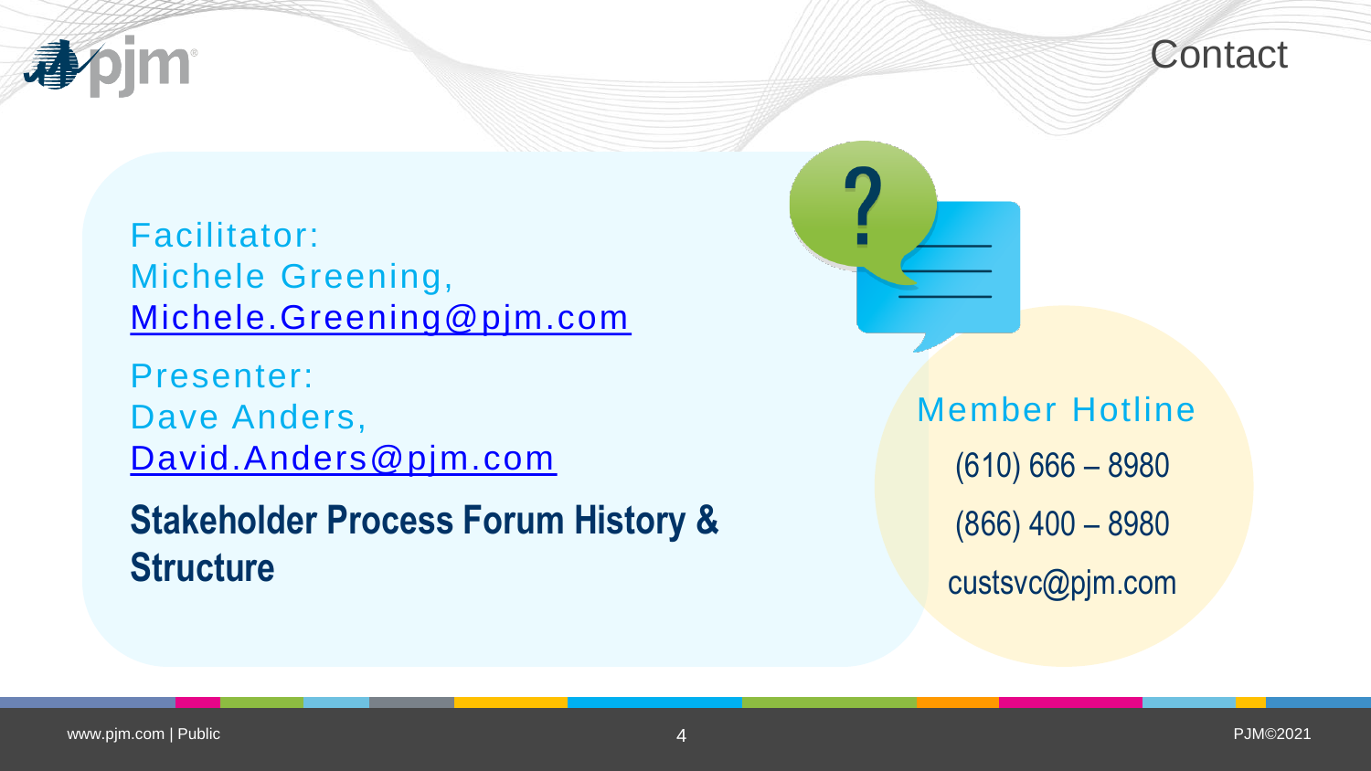# Contact

Facilitator:
Michele Greening,
Michele.Greening@pjm.com

Presenter:
Dave Anders,
David.Anders@pjm.com

**Stakeholder Process Forum History & Structure**

Member Hotline

(610) 666 – 8980

(866) 400 – 8980

custsvc@pjm.com